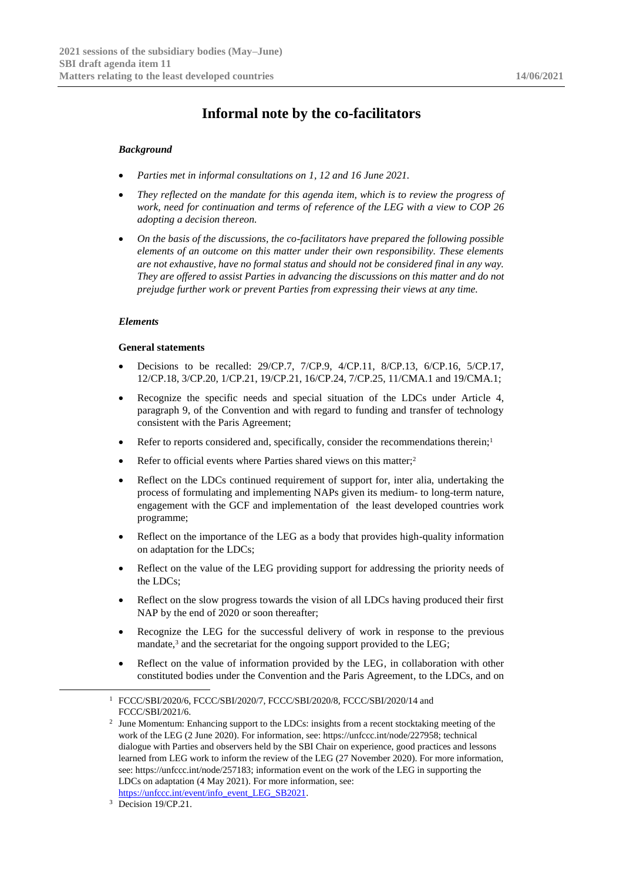# Informal note by the co-facilitators

### *Background*

- *Parties met in informal consultations on 1, 12 and 16 June 2021.*
- *They reflected on the mandate for this agenda item, which is to review the progress of work, need for continuation and terms of reference of the LEG with a view to COP 26 adopting a decision thereon.*
- *On the basis of the discussions, the co-facilitators have prepared the following possible elements of an outcome on this matter under their own responsibility. These elements are not exhaustive, have no formal status and should not be considered final in any way. They are offered to assist Parties in advancing the discussions on this matter and do not prejudge further work or prevent Parties from expressing their views at any time.*

### *Elements*

#### General statements

- Decisions to be recalled: 29/CP.7, 7/CP.9, 4/CP.11, 8/CP.13, 6/CP.16, 5/CP.17, 12/CP.18, 3/CP.20, 1/CP.21, 19/CP.21, 16/CP.24, 7/CP.25, 11/CMA.1 and 19/CMA.1;
- Recognize the specific needs and special situation of the LDCs under Article 4, paragraph 9, of the Convention and with regard to funding and transfer of technology consistent with the Paris Agreement;
- Refer to reports considered and, specifically, consider the recommendations therein;[1]
- Refer to official events where Parties shared views on this matter;[2]
- Reflect on the LDCs continued requirement of support for, inter alia, undertaking the process of formulating and implementing NAPs given its medium- to long-term nature, engagement with the GCF and implementation of the least developed countries work programme;
- Reflect on the importance of the LEG as a body that provides high-quality information on adaptation for the LDCs;
- Reflect on the value of the LEG providing support for addressing the priority needs of the LDCs;
- Reflect on the slow progress towards the vision of all LDCs having produced their first NAP by the end of 2020 or soon thereafter;
- Recognize the LEG for the successful delivery of work in response to the previous mandate,[3] and the secretariat for the ongoing support provided to the LEG;
- Reflect on the value of information provided by the LEG, in collaboration with other constituted bodies under the Convention and the Paris Agreement, to the LDCs, and on

---

[1] FCCC/SBI/2020/6, FCCC/SBI/2020/7, FCCC/SBI/2020/8, FCCC/SBI/2020/14 and FCCC/SBI/2021/6.

[2] June Momentum: Enhancing support to the LDCs: insights from a recent stocktaking meeting of the work of the LEG (2 June 2020). For information, see: https://unfccc.int/node/227958; technical dialogue with Parties and observers held by the SBI Chair on experience, good practices and lessons learned from LEG work to inform the review of the LEG (27 November 2020). For more information, see: https://unfccc.int/node/257183; information event on the work of the LEG in supporting the LDCs on adaptation (4 May 2021). For more information, see: https://unfccc.int/event/info_event_LEG_SB2021.

[3] Decision 19/CP.21.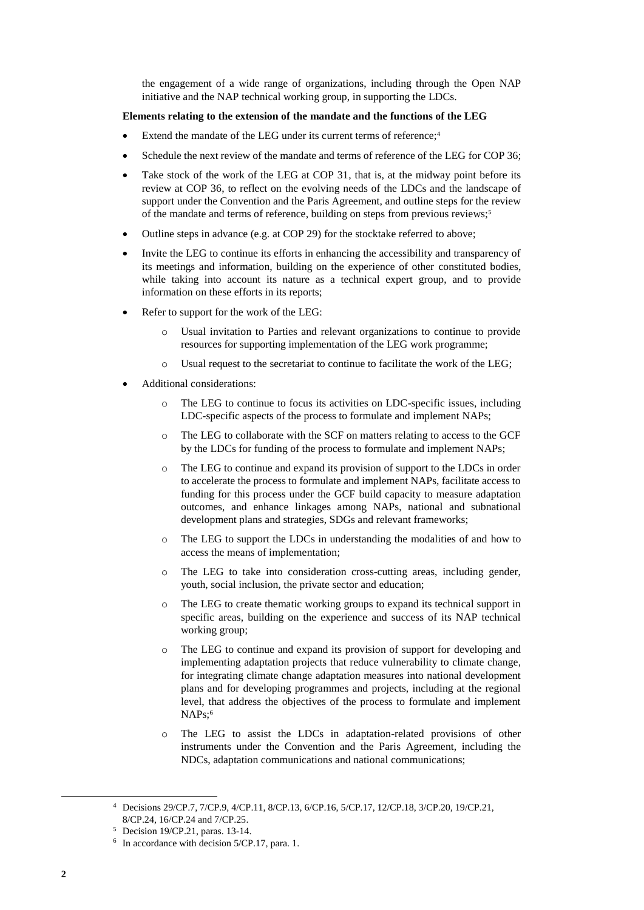the engagement of a wide range of organizations, including through the Open NAP initiative and the NAP technical working group, in supporting the LDCs.

**Elements relating to the extension of the mandate and the functions of the LEG**

- Extend the mandate of the LEG under its current terms of reference;[4]
- Schedule the next review of the mandate and terms of reference of the LEG for COP 36;
- Take stock of the work of the LEG at COP 31, that is, at the midway point before its review at COP 36, to reflect on the evolving needs of the LDCs and the landscape of support under the Convention and the Paris Agreement, and outline steps for the review of the mandate and terms of reference, building on steps from previous reviews;[5]
- Outline steps in advance (e.g. at COP 29) for the stocktake referred to above;
- Invite the LEG to continue its efforts in enhancing the accessibility and transparency of its meetings and information, building on the experience of other constituted bodies, while taking into account its nature as a technical expert group, and to provide information on these efforts in its reports;
- Refer to support for the work of the LEG:
    - Usual invitation to Parties and relevant organizations to continue to provide resources for supporting implementation of the LEG work programme;
    - Usual request to the secretariat to continue to facilitate the work of the LEG;
- Additional considerations:
    - The LEG to continue to focus its activities on LDC-specific issues, including LDC-specific aspects of the process to formulate and implement NAPs;
    - The LEG to collaborate with the SCF on matters relating to access to the GCF by the LDCs for funding of the process to formulate and implement NAPs;
    - The LEG to continue and expand its provision of support to the LDCs in order to accelerate the process to formulate and implement NAPs, facilitate access to funding for this process under the GCF build capacity to measure adaptation outcomes, and enhance linkages among NAPs, national and subnational development plans and strategies, SDGs and relevant frameworks;
    - The LEG to support the LDCs in understanding the modalities of and how to access the means of implementation;
    - The LEG to take into consideration cross-cutting areas, including gender, youth, social inclusion, the private sector and education;
    - The LEG to create thematic working groups to expand its technical support in specific areas, building on the experience and success of its NAP technical working group;
    - The LEG to continue and expand its provision of support for developing and implementing adaptation projects that reduce vulnerability to climate change, for integrating climate change adaptation measures into national development plans and for developing programmes and projects, including at the regional level, that address the objectives of the process to formulate and implement NAPs;[6]
    - The LEG to assist the LDCs in adaptation-related provisions of other instruments under the Convention and the Paris Agreement, including the NDCs, adaptation communications and national communications;

---

[4] Decisions 29/CP.7, 7/CP.9, 4/CP.11, 8/CP.13, 6/CP.16, 5/CP.17, 12/CP.18, 3/CP.20, 19/CP.21, 8/CP.24, 16/CP.24 and 7/CP.25.

[5] Decision 19/CP.21, paras. 13-14.

[6] In accordance with decision 5/CP.17, para. 1.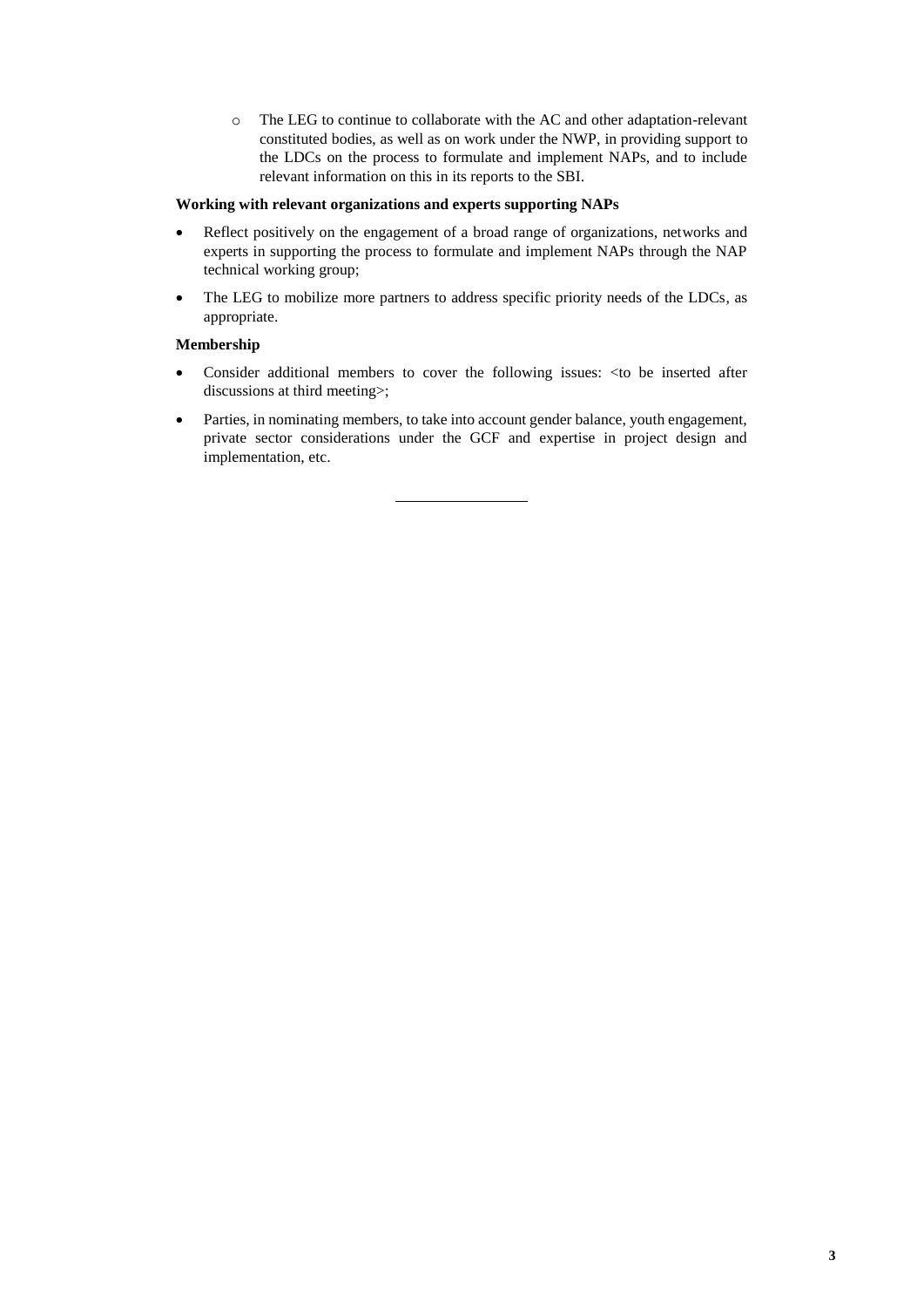- The LEG to continue to collaborate with the AC and other adaptation-relevant constituted bodies, as well as on work under the NWP, in providing support to the LDCs on the process to formulate and implement NAPs, and to include relevant information on this in its reports to the SBI.

**Working with relevant organizations and experts supporting NAPs**

- Reflect positively on the engagement of a broad range of organizations, networks and experts in supporting the process to formulate and implement NAPs through the NAP technical working group;
- The LEG to mobilize more partners to address specific priority needs of the LDCs, as appropriate.

**Membership**

- Consider additional members to cover the following issues: <to be inserted after discussions at third meeting>;
- Parties, in nominating members, to take into account gender balance, youth engagement, private sector considerations under the GCF and expertise in project design and implementation, etc.